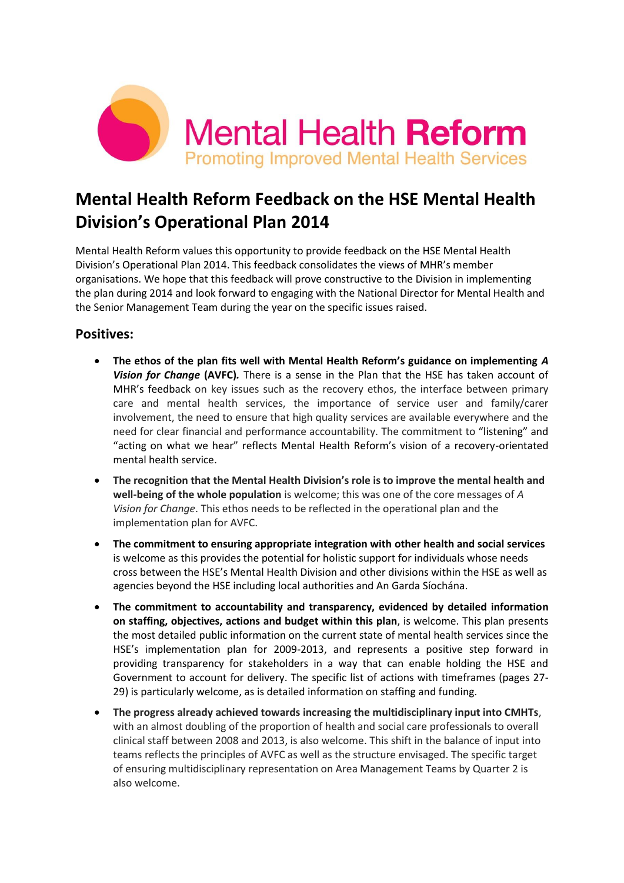Mental Health **Reform**

Promoting Improved Mental Health Services

# Mental Health Reform Feedback on the HSE Mental Health Division's Operational Plan 2014

Mental Health Reform values this opportunity to provide feedback on the HSE Mental Health Division's Operational Plan 2014. This feedback consolidates the views of MHR's member organisations. We hope that this feedback will prove constructive to the Division in implementing the plan during 2014 and look forward to engaging with the National Director for Mental Health and the Senior Management Team during the year on the specific issues raised.

## Positives:

- **The ethos of the plan fits well with Mental Health Reform's guidance on implementing *A Vision for Change* (AVFC).** There is a sense in the Plan that the HSE has taken account of MHR's feedback on key issues such as the recovery ethos, the interface between primary care and mental health services, the importance of service user and family/carer involvement, the need to ensure that high quality services are available everywhere and the need for clear financial and performance accountability. The commitment to "listening" and "acting on what we hear" reflects Mental Health Reform's vision of a recovery-orientated mental health service.
- **The recognition that the Mental Health Division's role is to improve the mental health and well-being of the whole population** is welcome; this was one of the core messages of *A Vision for Change*. This ethos needs to be reflected in the operational plan and the implementation plan for AVFC.
- **The commitment to ensuring appropriate integration with other health and social services** is welcome as this provides the potential for holistic support for individuals whose needs cross between the HSE's Mental Health Division and other divisions within the HSE as well as agencies beyond the HSE including local authorities and An Garda Síochána.
- **The commitment to accountability and transparency, evidenced by detailed information on staffing, objectives, actions and budget within this plan**, is welcome. This plan presents the most detailed public information on the current state of mental health services since the HSE's implementation plan for 2009-2013, and represents a positive step forward in providing transparency for stakeholders in a way that can enable holding the HSE and Government to account for delivery. The specific list of actions with timeframes (pages 27-29) is particularly welcome, as is detailed information on staffing and funding.
- **The progress already achieved towards increasing the multidisciplinary input into CMHTs**, with an almost doubling of the proportion of health and social care professionals to overall clinical staff between 2008 and 2013, is also welcome. This shift in the balance of input into teams reflects the principles of AVFC as well as the structure envisaged. The specific target of ensuring multidisciplinary representation on Area Management Teams by Quarter 2 is also welcome.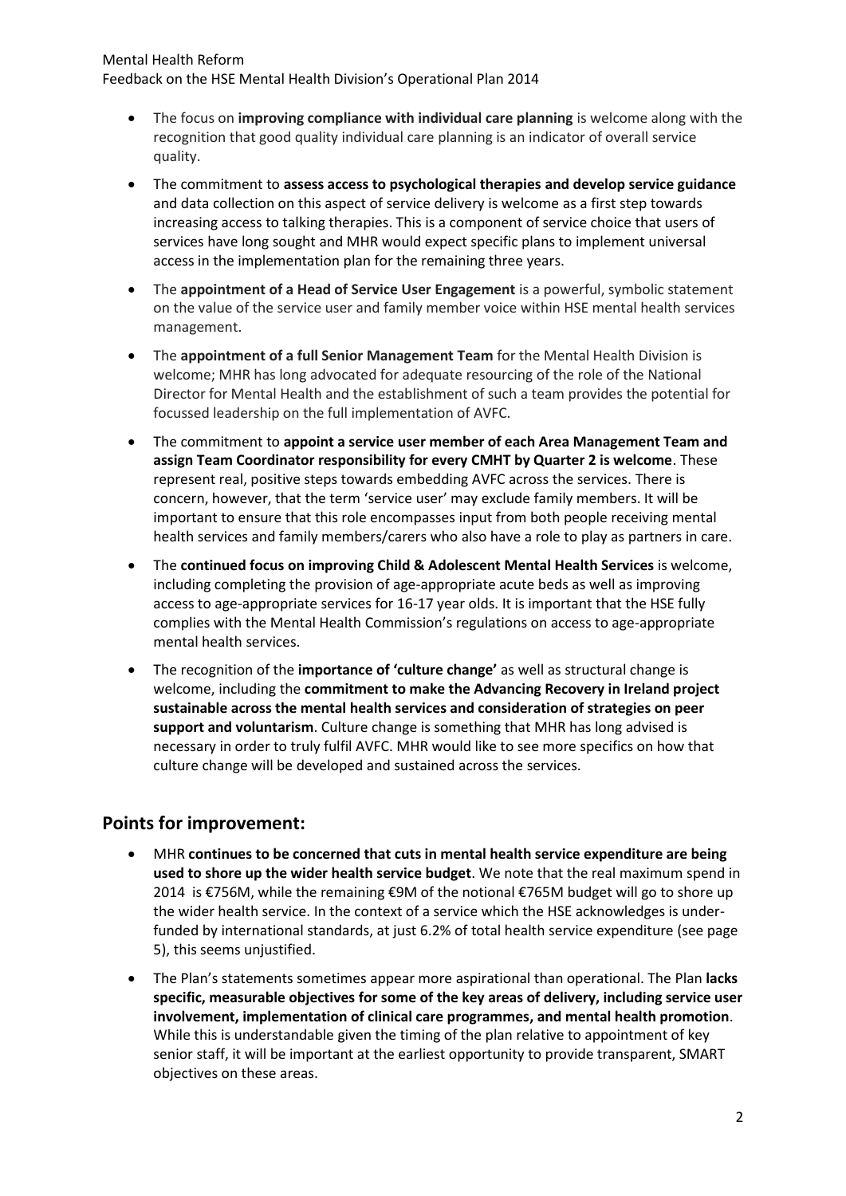- The focus on **improving compliance with individual care planning** is welcome along with the recognition that good quality individual care planning is an indicator of overall service quality.
- The commitment to **assess access to psychological therapies and develop service guidance** and data collection on this aspect of service delivery is welcome as a first step towards increasing access to talking therapies. This is a component of service choice that users of services have long sought and MHR would expect specific plans to implement universal access in the implementation plan for the remaining three years.
- The **appointment of a Head of Service User Engagement** is a powerful, symbolic statement on the value of the service user and family member voice within HSE mental health services management.
- The **appointment of a full Senior Management Team** for the Mental Health Division is welcome; MHR has long advocated for adequate resourcing of the role of the National Director for Mental Health and the establishment of such a team provides the potential for focussed leadership on the full implementation of AVFC.
- The commitment to **appoint a service user member of each Area Management Team and assign Team Coordinator responsibility for every CMHT by Quarter 2 is welcome**. These represent real, positive steps towards embedding AVFC across the services. There is concern, however, that the term 'service user' may exclude family members. It will be important to ensure that this role encompasses input from both people receiving mental health services and family members/carers who also have a role to play as partners in care.
- The **continued focus on improving Child & Adolescent Mental Health Services** is welcome, including completing the provision of age-appropriate acute beds as well as improving access to age-appropriate services for 16-17 year olds. It is important that the HSE fully complies with the Mental Health Commission's regulations on access to age-appropriate mental health services.
- The recognition of the **importance of 'culture change'** as well as structural change is welcome, including the **commitment to make the Advancing Recovery in Ireland project sustainable across the mental health services and consideration of strategies on peer support and voluntarism**. Culture change is something that MHR has long advised is necessary in order to truly fulfil AVFC. MHR would like to see more specifics on how that culture change will be developed and sustained across the services.

## Points for improvement:

- MHR **continues to be concerned that cuts in mental health service expenditure are being used to shore up the wider health service budget**. We note that the real maximum spend in 2014 is €756M, while the remaining €9M of the notional €765M budget will go to shore up the wider health service. In the context of a service which the HSE acknowledges is under-funded by international standards, at just 6.2% of total health service expenditure (see page 5), this seems unjustified.
- The Plan's statements sometimes appear more aspirational than operational. The Plan **lacks specific, measurable objectives for some of the key areas of delivery, including service user involvement, implementation of clinical care programmes, and mental health promotion**. While this is understandable given the timing of the plan relative to appointment of key senior staff, it will be important at the earliest opportunity to provide transparent, SMART objectives on these areas.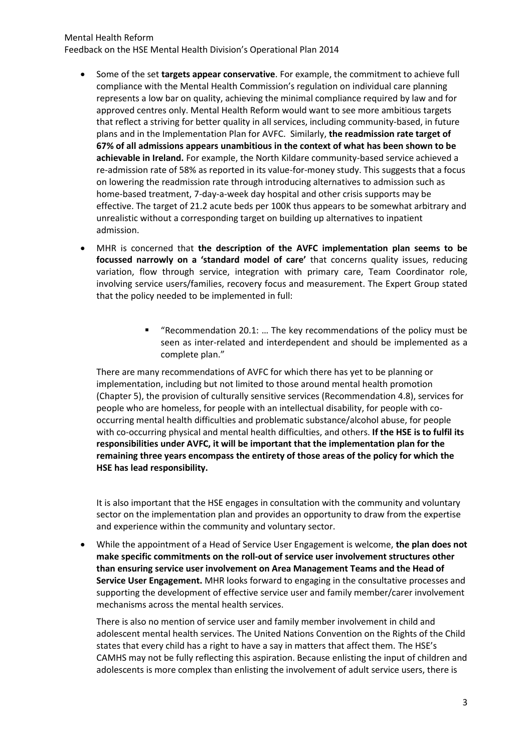- Some of the set **targets appear conservative**. For example, the commitment to achieve full compliance with the Mental Health Commission's regulation on individual care planning represents a low bar on quality, achieving the minimal compliance required by law and for approved centres only. Mental Health Reform would want to see more ambitious targets that reflect a striving for better quality in all services, including community-based, in future plans and in the Implementation Plan for AVFC. Similarly, **the readmission rate target of 67% of all admissions appears unambitious in the context of what has been shown to be achievable in Ireland.** For example, the North Kildare community-based service achieved a re-admission rate of 58% as reported in its value-for-money study. This suggests that a focus on lowering the readmission rate through introducing alternatives to admission such as home-based treatment, 7-day-a-week day hospital and other crisis supports may be effective. The target of 21.2 acute beds per 100K thus appears to be somewhat arbitrary and unrealistic without a corresponding target on building up alternatives to inpatient admission.

- MHR is concerned that **the description of the AVFC implementation plan seems to be focussed narrowly on a 'standard model of care'** that concerns quality issues, reducing variation, flow through service, integration with primary care, Team Coordinator role, involving service users/families, recovery focus and measurement. The Expert Group stated that the policy needed to be implemented in full:

    - "Recommendation 20.1: … The key recommendations of the policy must be seen as inter-related and interdependent and should be implemented as a complete plan."

  There are many recommendations of AVFC for which there has yet to be planning or implementation, including but not limited to those around mental health promotion (Chapter 5), the provision of culturally sensitive services (Recommendation 4.8), services for people who are homeless, for people with an intellectual disability, for people with co-occurring mental health difficulties and problematic substance/alcohol abuse, for people with co-occurring physical and mental health difficulties, and others. **If the HSE is to fulfil its responsibilities under AVFC, it will be important that the implementation plan for the remaining three years encompass the entirety of those areas of the policy for which the HSE has lead responsibility.**

  It is also important that the HSE engages in consultation with the community and voluntary sector on the implementation plan and provides an opportunity to draw from the expertise and experience within the community and voluntary sector.

- While the appointment of a Head of Service User Engagement is welcome, **the plan does not make specific commitments on the roll-out of service user involvement structures other than ensuring service user involvement on Area Management Teams and the Head of Service User Engagement.** MHR looks forward to engaging in the consultative processes and supporting the development of effective service user and family member/carer involvement mechanisms across the mental health services.

  There is also no mention of service user and family member involvement in child and adolescent mental health services. The United Nations Convention on the Rights of the Child states that every child has a right to have a say in matters that affect them. The HSE's CAMHS may not be fully reflecting this aspiration. Because enlisting the input of children and adolescents is more complex than enlisting the involvement of adult service users, there is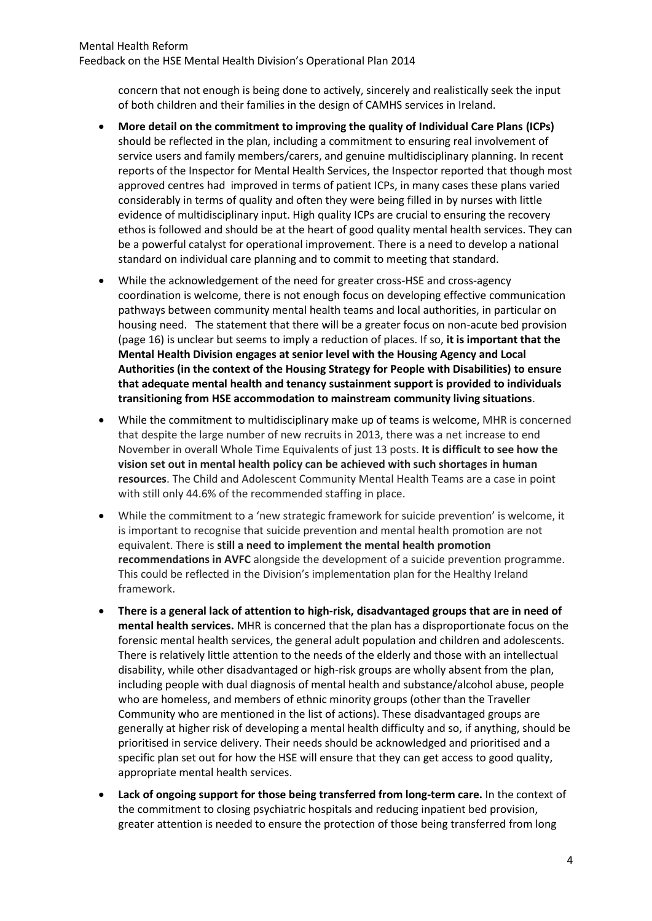concern that not enough is being done to actively, sincerely and realistically seek the input of both children and their families in the design of CAMHS services in Ireland.

- **More detail on the commitment to improving the quality of Individual Care Plans (ICPs)** should be reflected in the plan, including a commitment to ensuring real involvement of service users and family members/carers, and genuine multidisciplinary planning. In recent reports of the Inspector for Mental Health Services, the Inspector reported that though most approved centres had improved in terms of patient ICPs, in many cases these plans varied considerably in terms of quality and often they were being filled in by nurses with little evidence of multidisciplinary input. High quality ICPs are crucial to ensuring the recovery ethos is followed and should be at the heart of good quality mental health services. They can be a powerful catalyst for operational improvement. There is a need to develop a national standard on individual care planning and to commit to meeting that standard.
- While the acknowledgement of the need for greater cross-HSE and cross-agency coordination is welcome, there is not enough focus on developing effective communication pathways between community mental health teams and local authorities, in particular on housing need. The statement that there will be a greater focus on non-acute bed provision (page 16) is unclear but seems to imply a reduction of places. If so, **it is important that the Mental Health Division engages at senior level with the Housing Agency and Local Authorities (in the context of the Housing Strategy for People with Disabilities) to ensure that adequate mental health and tenancy sustainment support is provided to individuals transitioning from HSE accommodation to mainstream community living situations**.
- While the commitment to multidisciplinary make up of teams is welcome, MHR is concerned that despite the large number of new recruits in 2013, there was a net increase to end November in overall Whole Time Equivalents of just 13 posts. **It is difficult to see how the vision set out in mental health policy can be achieved with such shortages in human resources**. The Child and Adolescent Community Mental Health Teams are a case in point with still only 44.6% of the recommended staffing in place.
- While the commitment to a 'new strategic framework for suicide prevention' is welcome, it is important to recognise that suicide prevention and mental health promotion are not equivalent. There is **still a need to implement the mental health promotion recommendations in AVFC** alongside the development of a suicide prevention programme. This could be reflected in the Division's implementation plan for the Healthy Ireland framework.
- **There is a general lack of attention to high-risk, disadvantaged groups that are in need of mental health services.** MHR is concerned that the plan has a disproportionate focus on the forensic mental health services, the general adult population and children and adolescents. There is relatively little attention to the needs of the elderly and those with an intellectual disability, while other disadvantaged or high-risk groups are wholly absent from the plan, including people with dual diagnosis of mental health and substance/alcohol abuse, people who are homeless, and members of ethnic minority groups (other than the Traveller Community who are mentioned in the list of actions). These disadvantaged groups are generally at higher risk of developing a mental health difficulty and so, if anything, should be prioritised in service delivery. Their needs should be acknowledged and prioritised and a specific plan set out for how the HSE will ensure that they can get access to good quality, appropriate mental health services.
- **Lack of ongoing support for those being transferred from long-term care.** In the context of the commitment to closing psychiatric hospitals and reducing inpatient bed provision, greater attention is needed to ensure the protection of those being transferred from long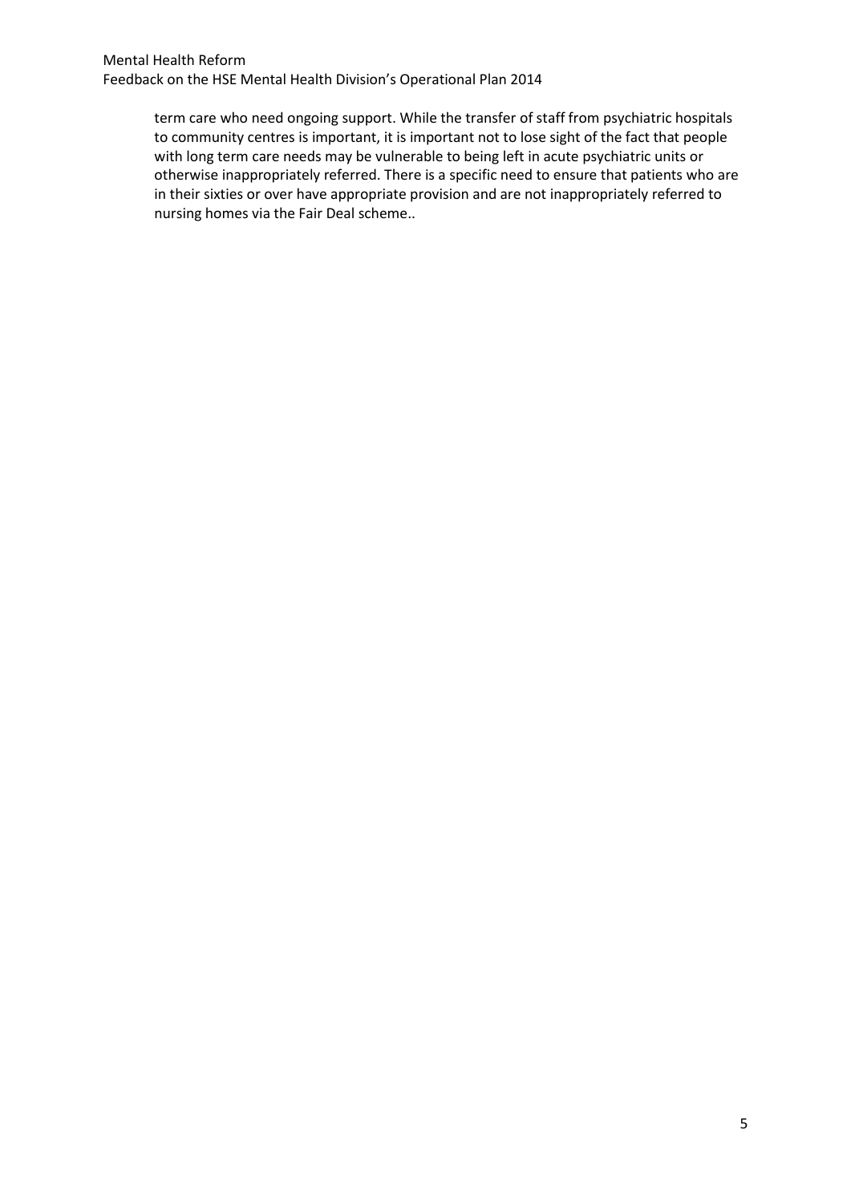term care who need ongoing support. While the transfer of staff from psychiatric hospitals to community centres is important, it is important not to lose sight of the fact that people with long term care needs may be vulnerable to being left in acute psychiatric units or otherwise inappropriately referred. There is a specific need to ensure that patients who are in their sixties or over have appropriate provision and are not inappropriately referred to nursing homes via the Fair Deal scheme..